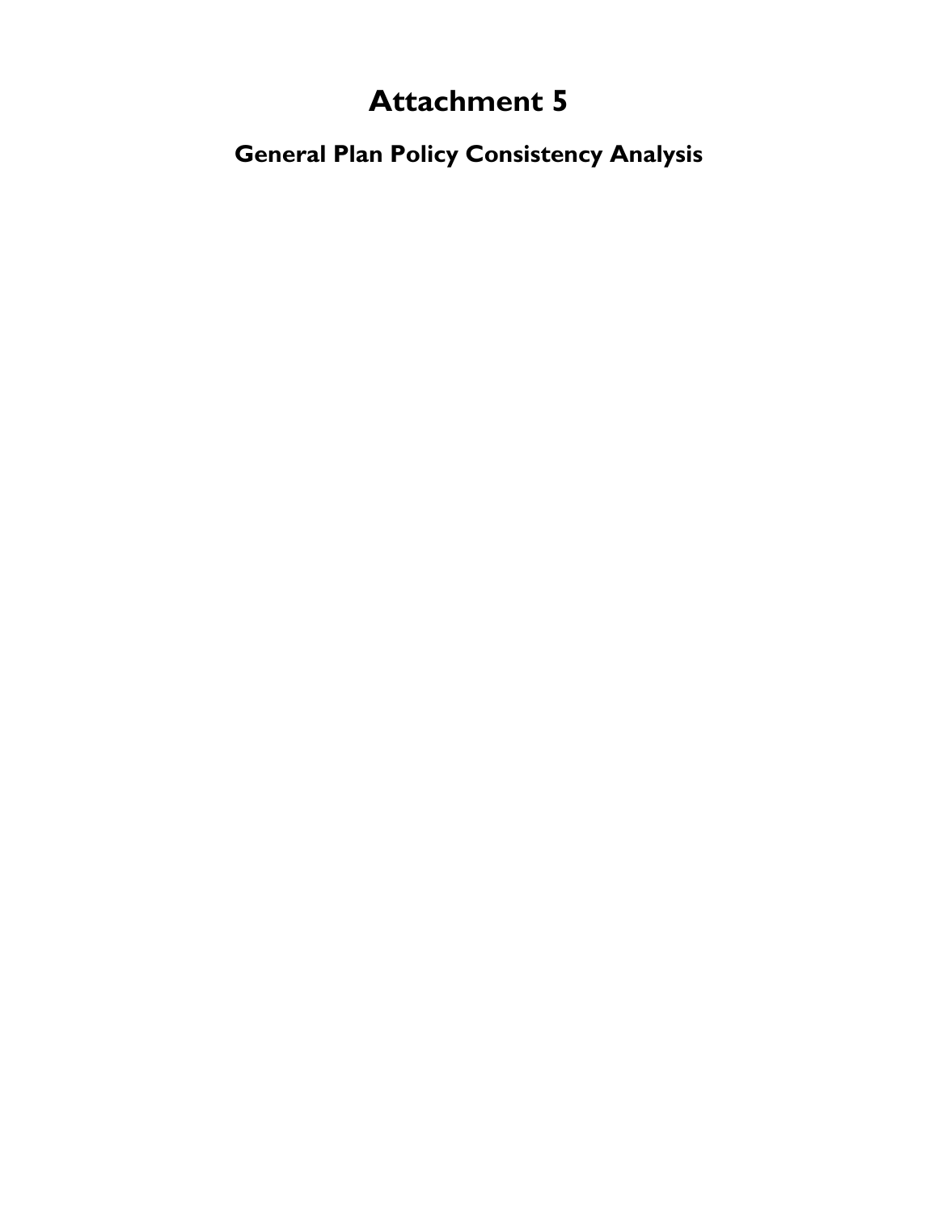# Attachment 5

## General Plan Policy Consistency Analysis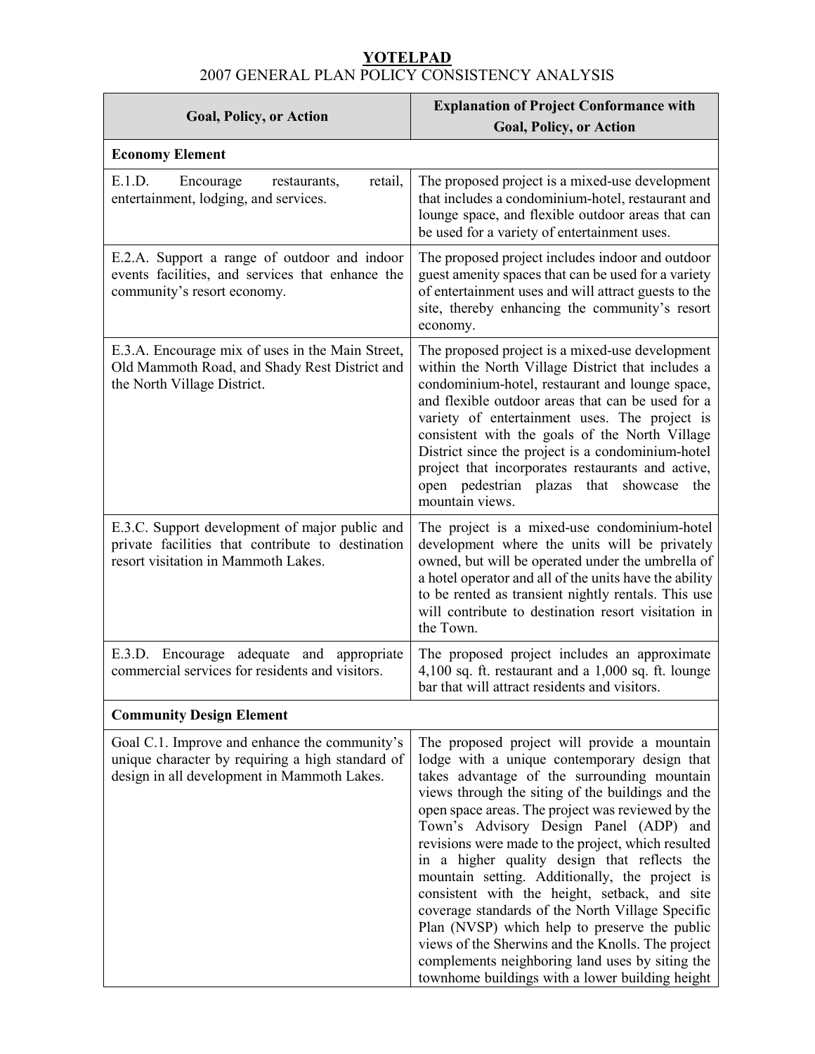**YOTELPAD**

2007 GENERAL PLAN POLICY CONSISTENCY ANALYSIS

| Goal, Policy, or Action | Explanation of Project Conformance with Goal, Policy, or Action |
|---|---|
| **Economy Element** | |
| E.1.D. Encourage restaurants, retail, entertainment, lodging, and services. | The proposed project is a mixed-use development that includes a condominium-hotel, restaurant and lounge space, and flexible outdoor areas that can be used for a variety of entertainment uses. |
| E.2.A. Support a range of outdoor and indoor events facilities, and services that enhance the community's resort economy. | The proposed project includes indoor and outdoor guest amenity spaces that can be used for a variety of entertainment uses and will attract guests to the site, thereby enhancing the community's resort economy. |
| E.3.A. Encourage mix of uses in the Main Street, Old Mammoth Road, and Shady Rest District and the North Village District. | The proposed project is a mixed-use development within the North Village District that includes a condominium-hotel, restaurant and lounge space, and flexible outdoor areas that can be used for a variety of entertainment uses. The project is consistent with the goals of the North Village District since the project is a condominium-hotel project that incorporates restaurants and active, open pedestrian plazas that showcase the mountain views. |
| E.3.C. Support development of major public and private facilities that contribute to destination resort visitation in Mammoth Lakes. | The project is a mixed-use condominium-hotel development where the units will be privately owned, but will be operated under the umbrella of a hotel operator and all of the units have the ability to be rented as transient nightly rentals. This use will contribute to destination resort visitation in the Town. |
| E.3.D. Encourage adequate and appropriate commercial services for residents and visitors. | The proposed project includes an approximate 4,100 sq. ft. restaurant and a 1,000 sq. ft. lounge bar that will attract residents and visitors. |
| **Community Design Element** | |
| Goal C.1. Improve and enhance the community's unique character by requiring a high standard of design in all development in Mammoth Lakes. | The proposed project will provide a mountain lodge with a unique contemporary design that takes advantage of the surrounding mountain views through the siting of the buildings and the open space areas. The project was reviewed by the Town's Advisory Design Panel (ADP) and revisions were made to the project, which resulted in a higher quality design that reflects the mountain setting. Additionally, the project is consistent with the height, setback, and site coverage standards of the North Village Specific Plan (NVSP) which help to preserve the public views of the Sherwins and the Knolls. The project complements neighboring land uses by siting the townhome buildings with a lower building height |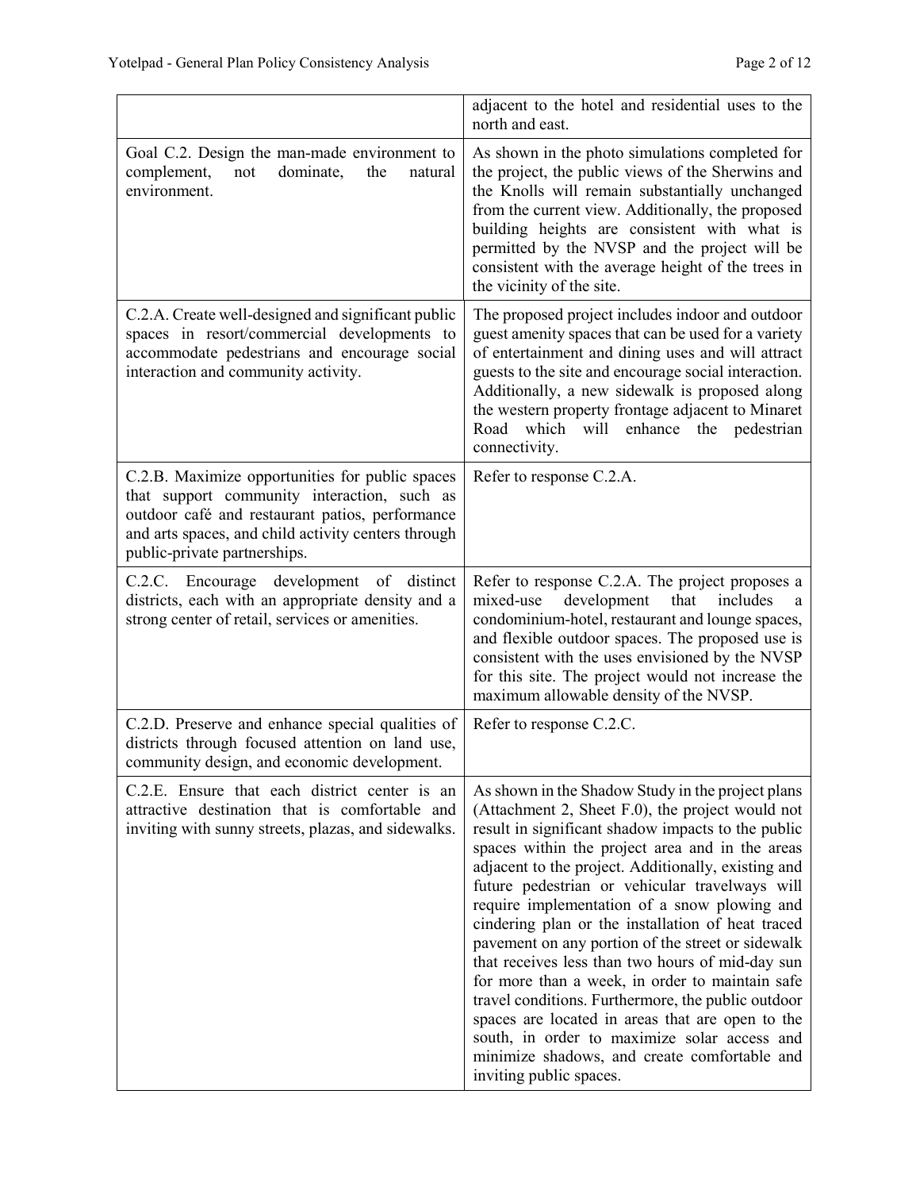| | |
|---|---|
| | adjacent to the hotel and residential uses to the north and east. |
| Goal C.2. Design the man-made environment to complement, not dominate, the natural environment. | As shown in the photo simulations completed for the project, the public views of the Sherwins and the Knolls will remain substantially unchanged from the current view. Additionally, the proposed building heights are consistent with what is permitted by the NVSP and the project will be consistent with the average height of the trees in the vicinity of the site. |
| C.2.A. Create well-designed and significant public spaces in resort/commercial developments to accommodate pedestrians and encourage social interaction and community activity. | The proposed project includes indoor and outdoor guest amenity spaces that can be used for a variety of entertainment and dining uses and will attract guests to the site and encourage social interaction. Additionally, a new sidewalk is proposed along the western property frontage adjacent to Minaret Road which will enhance the pedestrian connectivity. |
| C.2.B. Maximize opportunities for public spaces that support community interaction, such as outdoor café and restaurant patios, performance and arts spaces, and child activity centers through public-private partnerships. | Refer to response C.2.A. |
| C.2.C. Encourage development of distinct districts, each with an appropriate density and a strong center of retail, services or amenities. | Refer to response C.2.A. The project proposes a mixed-use development that includes a condominium-hotel, restaurant and lounge spaces, and flexible outdoor spaces. The proposed use is consistent with the uses envisioned by the NVSP for this site. The project would not increase the maximum allowable density of the NVSP. |
| C.2.D. Preserve and enhance special qualities of districts through focused attention on land use, community design, and economic development. | Refer to response C.2.C. |
| C.2.E. Ensure that each district center is an attractive destination that is comfortable and inviting with sunny streets, plazas, and sidewalks. | As shown in the Shadow Study in the project plans (Attachment 2, Sheet F.0), the project would not result in significant shadow impacts to the public spaces within the project area and in the areas adjacent to the project. Additionally, existing and future pedestrian or vehicular travelways will require implementation of a snow plowing and cindering plan or the installation of heat traced pavement on any portion of the street or sidewalk that receives less than two hours of mid-day sun for more than a week, in order to maintain safe travel conditions. Furthermore, the public outdoor spaces are located in areas that are open to the south, in order to maximize solar access and minimize shadows, and create comfortable and inviting public spaces. |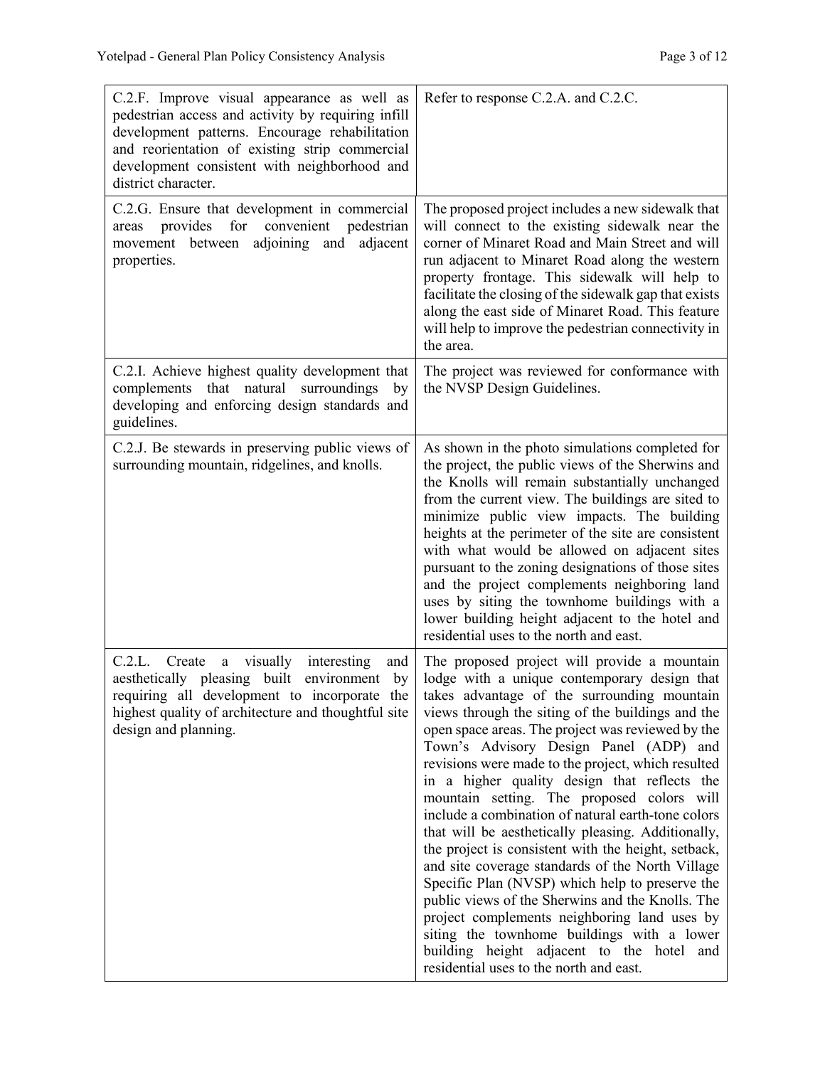| | |
|---|---|
| C.2.F. Improve visual appearance as well as pedestrian access and activity by requiring infill development patterns. Encourage rehabilitation and reorientation of existing strip commercial development consistent with neighborhood and district character. | Refer to response C.2.A. and C.2.C. |
| C.2.G. Ensure that development in commercial areas provides for convenient pedestrian movement between adjoining and adjacent properties. | The proposed project includes a new sidewalk that will connect to the existing sidewalk near the corner of Minaret Road and Main Street and will run adjacent to Minaret Road along the western property frontage. This sidewalk will help to facilitate the closing of the sidewalk gap that exists along the east side of Minaret Road. This feature will help to improve the pedestrian connectivity in the area. |
| C.2.I. Achieve highest quality development that complements that natural surroundings by developing and enforcing design standards and guidelines. | The project was reviewed for conformance with the NVSP Design Guidelines. |
| C.2.J. Be stewards in preserving public views of surrounding mountain, ridgelines, and knolls. | As shown in the photo simulations completed for the project, the public views of the Sherwins and the Knolls will remain substantially unchanged from the current view. The buildings are sited to minimize public view impacts. The building heights at the perimeter of the site are consistent with what would be allowed on adjacent sites pursuant to the zoning designations of those sites and the project complements neighboring land uses by siting the townhome buildings with a lower building height adjacent to the hotel and residential uses to the north and east. |
| C.2.L. Create a visually interesting and aesthetically pleasing built environment by requiring all development to incorporate the highest quality of architecture and thoughtful site design and planning. | The proposed project will provide a mountain lodge with a unique contemporary design that takes advantage of the surrounding mountain views through the siting of the buildings and the open space areas. The project was reviewed by the Town's Advisory Design Panel (ADP) and revisions were made to the project, which resulted in a higher quality design that reflects the mountain setting. The proposed colors will include a combination of natural earth-tone colors that will be aesthetically pleasing. Additionally, the project is consistent with the height, setback, and site coverage standards of the North Village Specific Plan (NVSP) which help to preserve the public views of the Sherwins and the Knolls. The project complements neighboring land uses by siting the townhome buildings with a lower building height adjacent to the hotel and residential uses to the north and east. |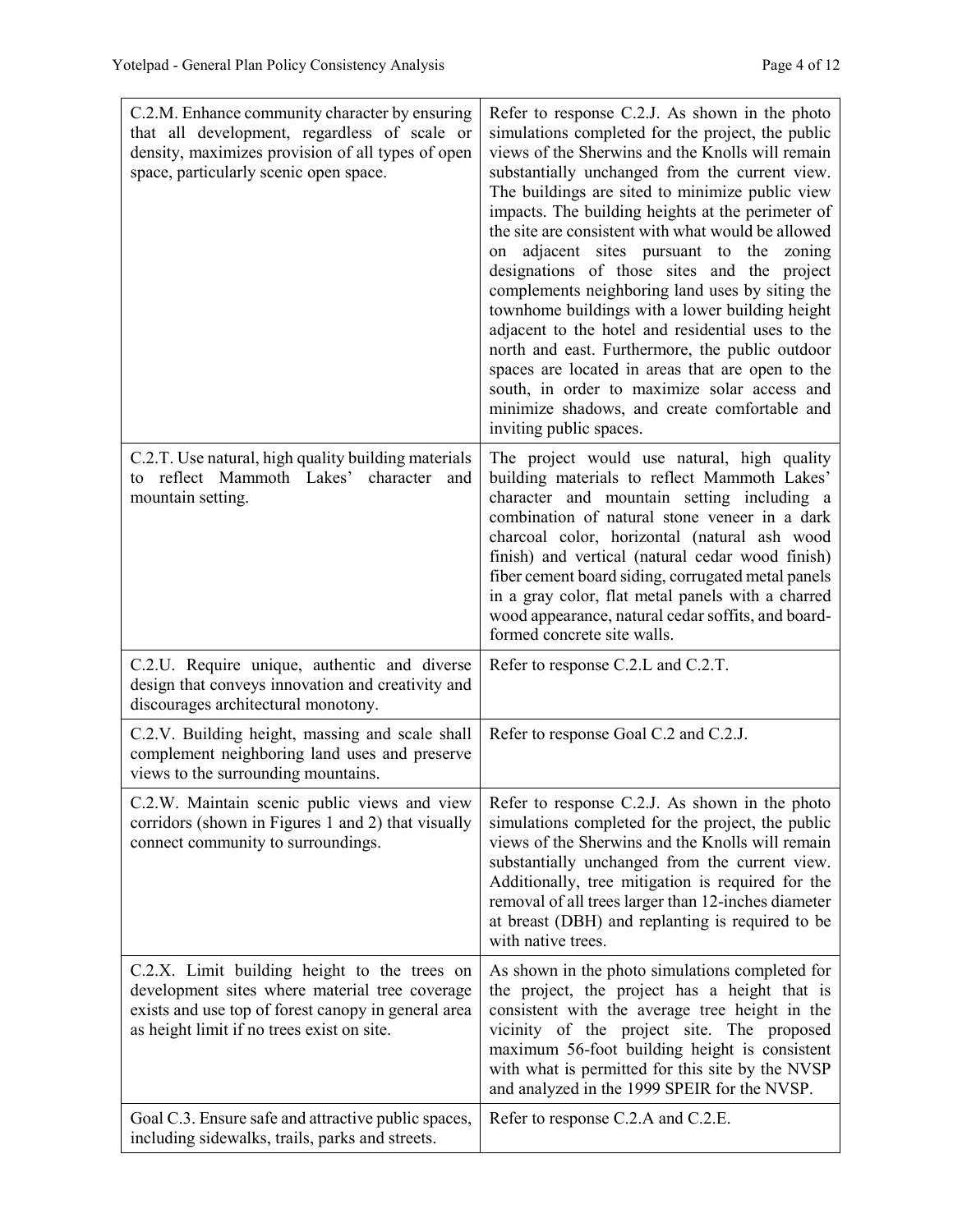| | |
|---|---|
| C.2.M. Enhance community character by ensuring that all development, regardless of scale or density, maximizes provision of all types of open space, particularly scenic open space. | Refer to response C.2.J. As shown in the photo simulations completed for the project, the public views of the Sherwins and the Knolls will remain substantially unchanged from the current view. The buildings are sited to minimize public view impacts. The building heights at the perimeter of the site are consistent with what would be allowed on adjacent sites pursuant to the zoning designations of those sites and the project complements neighboring land uses by siting the townhome buildings with a lower building height adjacent to the hotel and residential uses to the north and east. Furthermore, the public outdoor spaces are located in areas that are open to the south, in order to maximize solar access and minimize shadows, and create comfortable and inviting public spaces. |
| C.2.T. Use natural, high quality building materials to reflect Mammoth Lakes' character and mountain setting. | The project would use natural, high quality building materials to reflect Mammoth Lakes' character and mountain setting including a combination of natural stone veneer in a dark charcoal color, horizontal (natural ash wood finish) and vertical (natural cedar wood finish) fiber cement board siding, corrugated metal panels in a gray color, flat metal panels with a charred wood appearance, natural cedar soffits, and board-formed concrete site walls. |
| C.2.U. Require unique, authentic and diverse design that conveys innovation and creativity and discourages architectural monotony. | Refer to response C.2.L and C.2.T. |
| C.2.V. Building height, massing and scale shall complement neighboring land uses and preserve views to the surrounding mountains. | Refer to response Goal C.2 and C.2.J. |
| C.2.W. Maintain scenic public views and view corridors (shown in Figures 1 and 2) that visually connect community to surroundings. | Refer to response C.2.J. As shown in the photo simulations completed for the project, the public views of the Sherwins and the Knolls will remain substantially unchanged from the current view. Additionally, tree mitigation is required for the removal of all trees larger than 12-inches diameter at breast (DBH) and replanting is required to be with native trees. |
| C.2.X. Limit building height to the trees on development sites where material tree coverage exists and use top of forest canopy in general area as height limit if no trees exist on site. | As shown in the photo simulations completed for the project, the project has a height that is consistent with the average tree height in the vicinity of the project site. The proposed maximum 56-foot building height is consistent with what is permitted for this site by the NVSP and analyzed in the 1999 SPEIR for the NVSP. |
| Goal C.3. Ensure safe and attractive public spaces, including sidewalks, trails, parks and streets. | Refer to response C.2.A and C.2.E. |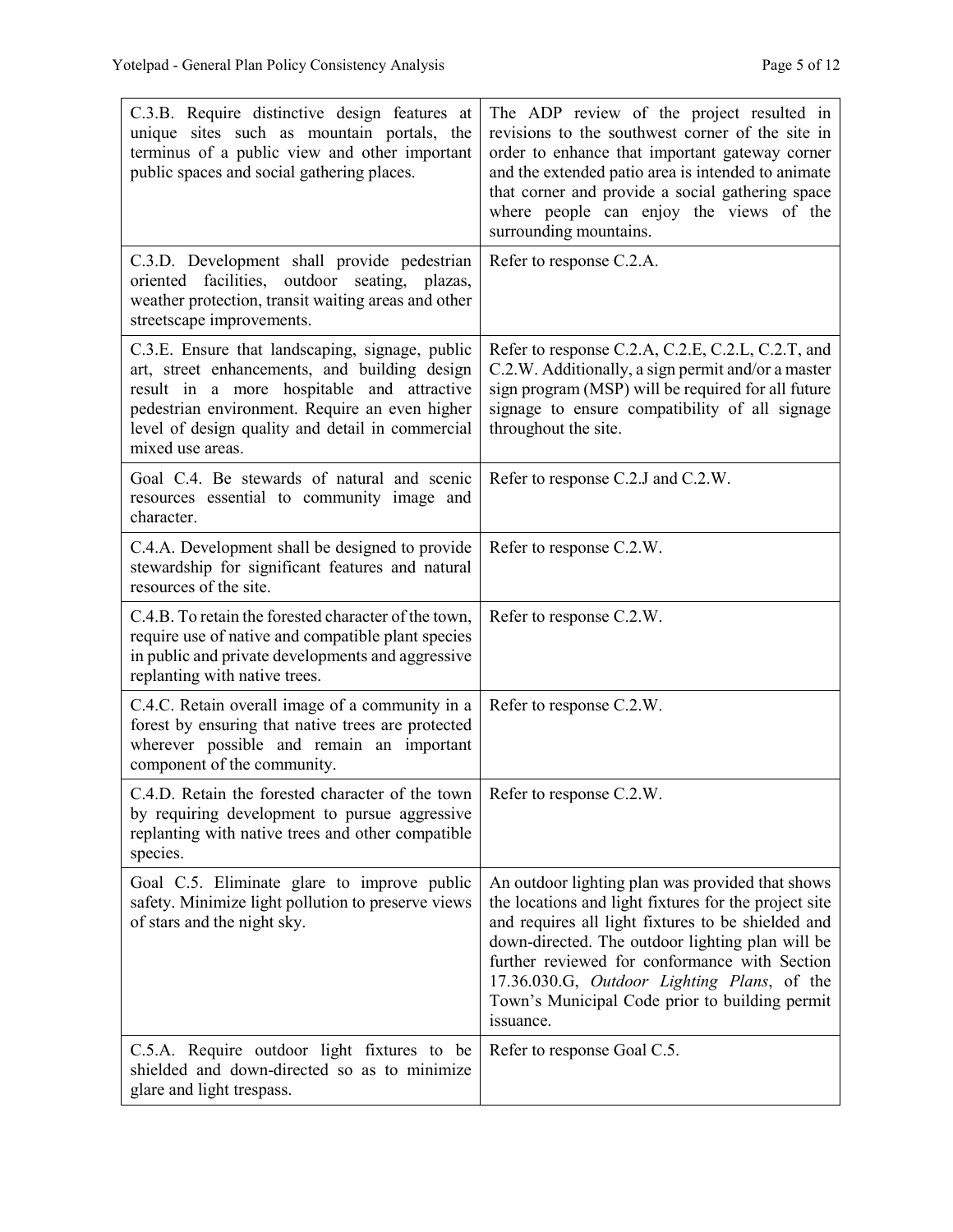| | |
|---|---|
| C.3.B. Require distinctive design features at unique sites such as mountain portals, the terminus of a public view and other important public spaces and social gathering places. | The ADP review of the project resulted in revisions to the southwest corner of the site in order to enhance that important gateway corner and the extended patio area is intended to animate that corner and provide a social gathering space where people can enjoy the views of the surrounding mountains. |
| C.3.D. Development shall provide pedestrian oriented facilities, outdoor seating, plazas, weather protection, transit waiting areas and other streetscape improvements. | Refer to response C.2.A. |
| C.3.E. Ensure that landscaping, signage, public art, street enhancements, and building design result in a more hospitable and attractive pedestrian environment. Require an even higher level of design quality and detail in commercial mixed use areas. | Refer to response C.2.A, C.2.E, C.2.L, C.2.T, and C.2.W. Additionally, a sign permit and/or a master sign program (MSP) will be required for all future signage to ensure compatibility of all signage throughout the site. |
| Goal C.4. Be stewards of natural and scenic resources essential to community image and character. | Refer to response C.2.J and C.2.W. |
| C.4.A. Development shall be designed to provide stewardship for significant features and natural resources of the site. | Refer to response C.2.W. |
| C.4.B. To retain the forested character of the town, require use of native and compatible plant species in public and private developments and aggressive replanting with native trees. | Refer to response C.2.W. |
| C.4.C. Retain overall image of a community in a forest by ensuring that native trees are protected wherever possible and remain an important component of the community. | Refer to response C.2.W. |
| C.4.D. Retain the forested character of the town by requiring development to pursue aggressive replanting with native trees and other compatible species. | Refer to response C.2.W. |
| Goal C.5. Eliminate glare to improve public safety. Minimize light pollution to preserve views of stars and the night sky. | An outdoor lighting plan was provided that shows the locations and light fixtures for the project site and requires all light fixtures to be shielded and down-directed. The outdoor lighting plan will be further reviewed for conformance with Section 17.36.030.G, *Outdoor Lighting Plans*, of the Town's Municipal Code prior to building permit issuance. |
| C.5.A. Require outdoor light fixtures to be shielded and down-directed so as to minimize glare and light trespass. | Refer to response Goal C.5. |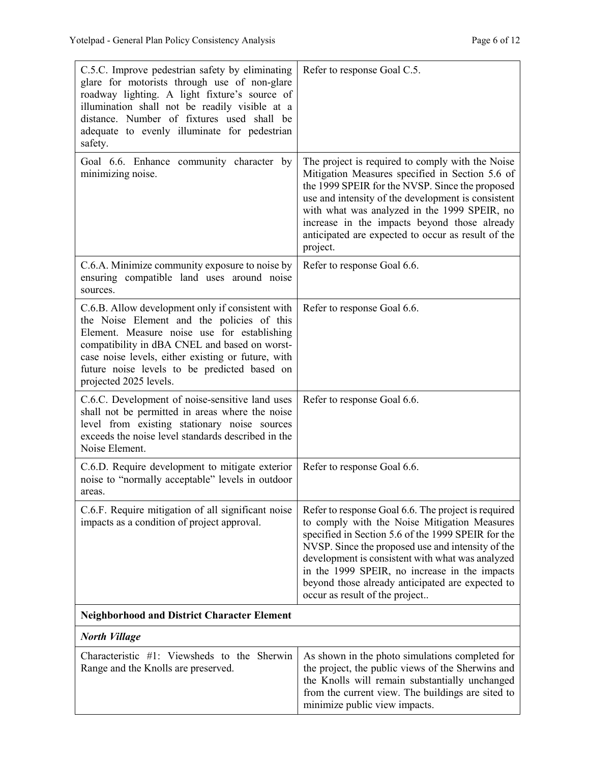| | |
|---|---|
| C.5.C. Improve pedestrian safety by eliminating glare for motorists through use of non-glare roadway lighting. A light fixture's source of illumination shall not be readily visible at a distance. Number of fixtures used shall be adequate to evenly illuminate for pedestrian safety. | Refer to response Goal C.5. |
| Goal 6.6. Enhance community character by minimizing noise. | The project is required to comply with the Noise Mitigation Measures specified in Section 5.6 of the 1999 SPEIR for the NVSP. Since the proposed use and intensity of the development is consistent with what was analyzed in the 1999 SPEIR, no increase in the impacts beyond those already anticipated are expected to occur as result of the project. |
| C.6.A. Minimize community exposure to noise by ensuring compatible land uses around noise sources. | Refer to response Goal 6.6. |
| C.6.B. Allow development only if consistent with the Noise Element and the policies of this Element. Measure noise use for establishing compatibility in dBA CNEL and based on worst-case noise levels, either existing or future, with future noise levels to be predicted based on projected 2025 levels. | Refer to response Goal 6.6. |
| C.6.C. Development of noise-sensitive land uses shall not be permitted in areas where the noise level from existing stationary noise sources exceeds the noise level standards described in the Noise Element. | Refer to response Goal 6.6. |
| C.6.D. Require development to mitigate exterior noise to "normally acceptable" levels in outdoor areas. | Refer to response Goal 6.6. |
| C.6.F. Require mitigation of all significant noise impacts as a condition of project approval. | Refer to response Goal 6.6. The project is required to comply with the Noise Mitigation Measures specified in Section 5.6 of the 1999 SPEIR for the NVSP. Since the proposed use and intensity of the development is consistent with what was analyzed in the 1999 SPEIR, no increase in the impacts beyond those already anticipated are expected to occur as result of the project.. |
| **Neighborhood and District Character Element** | |
| ***North Village*** | |
| Characteristic #1: Viewsheds to the Sherwin Range and the Knolls are preserved. | As shown in the photo simulations completed for the project, the public views of the Sherwins and the Knolls will remain substantially unchanged from the current view. The buildings are sited to minimize public view impacts. |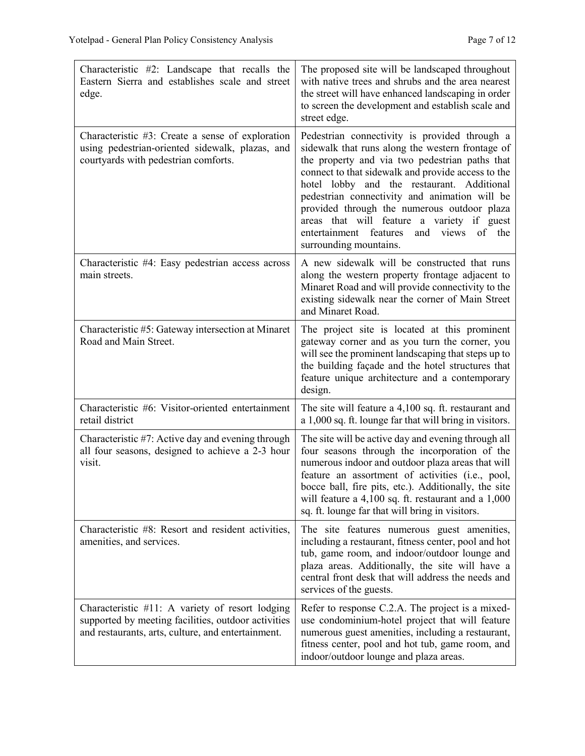| | |
|---|---|
| Characteristic #2: Landscape that recalls the Eastern Sierra and establishes scale and street edge. | The proposed site will be landscaped throughout with native trees and shrubs and the area nearest the street will have enhanced landscaping in order to screen the development and establish scale and street edge. |
| Characteristic #3: Create a sense of exploration using pedestrian-oriented sidewalk, plazas, and courtyards with pedestrian comforts. | Pedestrian connectivity is provided through a sidewalk that runs along the western frontage of the property and via two pedestrian paths that connect to that sidewalk and provide access to the hotel lobby and the restaurant. Additional pedestrian connectivity and animation will be provided through the numerous outdoor plaza areas that will feature a variety if guest entertainment features and views of the surrounding mountains. |
| Characteristic #4: Easy pedestrian access across main streets. | A new sidewalk will be constructed that runs along the western property frontage adjacent to Minaret Road and will provide connectivity to the existing sidewalk near the corner of Main Street and Minaret Road. |
| Characteristic #5: Gateway intersection at Minaret Road and Main Street. | The project site is located at this prominent gateway corner and as you turn the corner, you will see the prominent landscaping that steps up to the building façade and the hotel structures that feature unique architecture and a contemporary design. |
| Characteristic #6: Visitor-oriented entertainment retail district | The site will feature a 4,100 sq. ft. restaurant and a 1,000 sq. ft. lounge far that will bring in visitors. |
| Characteristic #7: Active day and evening through all four seasons, designed to achieve a 2-3 hour visit. | The site will be active day and evening through all four seasons through the incorporation of the numerous indoor and outdoor plaza areas that will feature an assortment of activities (i.e., pool, bocce ball, fire pits, etc.). Additionally, the site will feature a 4,100 sq. ft. restaurant and a 1,000 sq. ft. lounge far that will bring in visitors. |
| Characteristic #8: Resort and resident activities, amenities, and services. | The site features numerous guest amenities, including a restaurant, fitness center, pool and hot tub, game room, and indoor/outdoor lounge and plaza areas. Additionally, the site will have a central front desk that will address the needs and services of the guests. |
| Characteristic #11: A variety of resort lodging supported by meeting facilities, outdoor activities and restaurants, arts, culture, and entertainment. | Refer to response C.2.A. The project is a mixed-use condominium-hotel project that will feature numerous guest amenities, including a restaurant, fitness center, pool and hot tub, game room, and indoor/outdoor lounge and plaza areas. |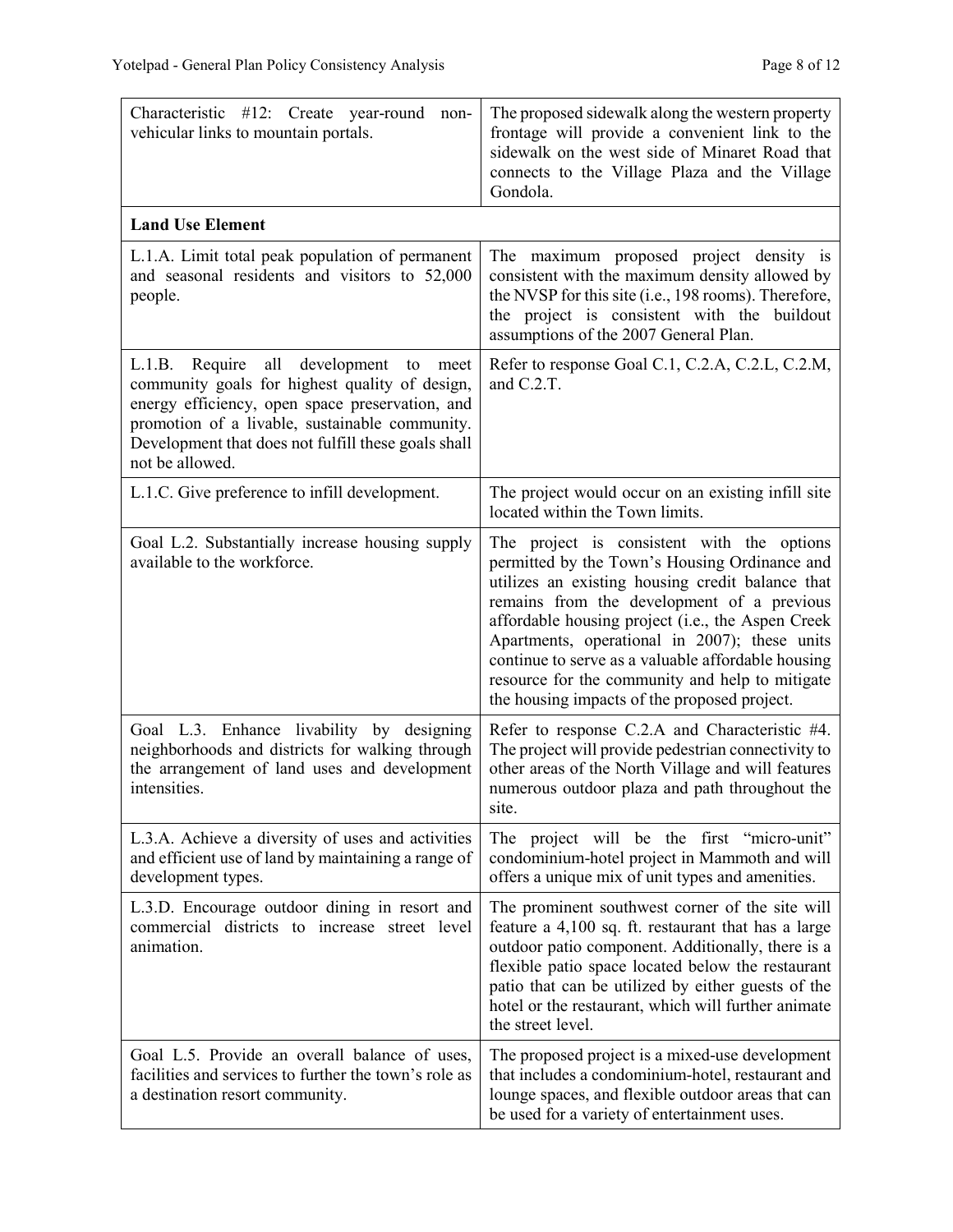| | |
|---|---|
| Characteristic #12: Create year-round non-vehicular links to mountain portals. | The proposed sidewalk along the western property frontage will provide a convenient link to the sidewalk on the west side of Minaret Road that connects to the Village Plaza and the Village Gondola. |
| **Land Use Element** | |
| L.1.A. Limit total peak population of permanent and seasonal residents and visitors to 52,000 people. | The maximum proposed project density is consistent with the maximum density allowed by the NVSP for this site (i.e., 198 rooms). Therefore, the project is consistent with the buildout assumptions of the 2007 General Plan. |
| L.1.B. Require all development to meet community goals for highest quality of design, energy efficiency, open space preservation, and promotion of a livable, sustainable community. Development that does not fulfill these goals shall not be allowed. | Refer to response Goal C.1, C.2.A, C.2.L, C.2.M, and C.2.T. |
| L.1.C. Give preference to infill development. | The project would occur on an existing infill site located within the Town limits. |
| Goal L.2. Substantially increase housing supply available to the workforce. | The project is consistent with the options permitted by the Town's Housing Ordinance and utilizes an existing housing credit balance that remains from the development of a previous affordable housing project (i.e., the Aspen Creek Apartments, operational in 2007); these units continue to serve as a valuable affordable housing resource for the community and help to mitigate the housing impacts of the proposed project. |
| Goal L.3. Enhance livability by designing neighborhoods and districts for walking through the arrangement of land uses and development intensities. | Refer to response C.2.A and Characteristic #4. The project will provide pedestrian connectivity to other areas of the North Village and will features numerous outdoor plaza and path throughout the site. |
| L.3.A. Achieve a diversity of uses and activities and efficient use of land by maintaining a range of development types. | The project will be the first "micro-unit" condominium-hotel project in Mammoth and will offers a unique mix of unit types and amenities. |
| L.3.D. Encourage outdoor dining in resort and commercial districts to increase street level animation. | The prominent southwest corner of the site will feature a 4,100 sq. ft. restaurant that has a large outdoor patio component. Additionally, there is a flexible patio space located below the restaurant patio that can be utilized by either guests of the hotel or the restaurant, which will further animate the street level. |
| Goal L.5. Provide an overall balance of uses, facilities and services to further the town's role as a destination resort community. | The proposed project is a mixed-use development that includes a condominium-hotel, restaurant and lounge spaces, and flexible outdoor areas that can be used for a variety of entertainment uses. |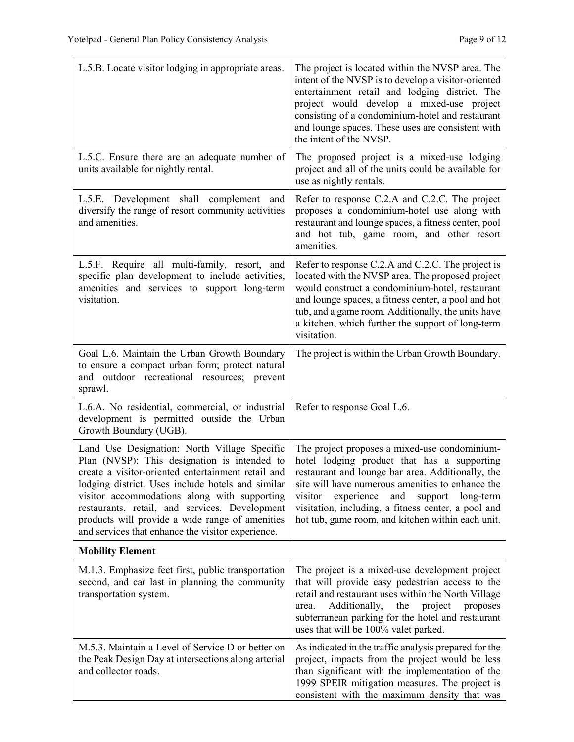| | |
|---|---|
| L.5.B. Locate visitor lodging in appropriate areas. | The project is located within the NVSP area. The intent of the NVSP is to develop a visitor-oriented entertainment retail and lodging district. The project would develop a mixed-use project consisting of a condominium-hotel and restaurant and lounge spaces. These uses are consistent with the intent of the NVSP. |
| L.5.C. Ensure there are an adequate number of units available for nightly rental. | The proposed project is a mixed-use lodging project and all of the units could be available for use as nightly rentals. |
| L.5.E. Development shall complement and diversify the range of resort community activities and amenities. | Refer to response C.2.A and C.2.C. The project proposes a condominium-hotel use along with restaurant and lounge spaces, a fitness center, pool and hot tub, game room, and other resort amenities. |
| L.5.F. Require all multi-family, resort, and specific plan development to include activities, amenities and services to support long-term visitation. | Refer to response C.2.A and C.2.C. The project is located with the NVSP area. The proposed project would construct a condominium-hotel, restaurant and lounge spaces, a fitness center, a pool and hot tub, and a game room. Additionally, the units have a kitchen, which further the support of long-term visitation. |
| Goal L.6. Maintain the Urban Growth Boundary to ensure a compact urban form; protect natural and outdoor recreational resources; prevent sprawl. | The project is within the Urban Growth Boundary. |
| L.6.A. No residential, commercial, or industrial development is permitted outside the Urban Growth Boundary (UGB). | Refer to response Goal L.6. |
| Land Use Designation: North Village Specific Plan (NVSP): This designation is intended to create a visitor-oriented entertainment retail and lodging district. Uses include hotels and similar visitor accommodations along with supporting restaurants, retail, and services. Development products will provide a wide range of amenities and services that enhance the visitor experience. | The project proposes a mixed-use condominium-hotel lodging product that has a supporting restaurant and lounge bar area. Additionally, the site will have numerous amenities to enhance the visitor experience and support long-term visitation, including a fitness center, a pool and hot tub, game room, and kitchen within each unit. |
| **Mobility Element** | |
| M.1.3. Emphasize feet first, public transportation second, and car last in planning the community transportation system. | The project is a mixed-use development project that will provide easy pedestrian access to the retail and restaurant uses within the North Village area. Additionally, the project proposes subterranean parking for the hotel and restaurant uses that will be 100% valet parked. |
| M.5.3. Maintain a Level of Service D or better on the Peak Design Day at intersections along arterial and collector roads. | As indicated in the traffic analysis prepared for the project, impacts from the project would be less than significant with the implementation of the 1999 SPEIR mitigation measures. The project is consistent with the maximum density that was |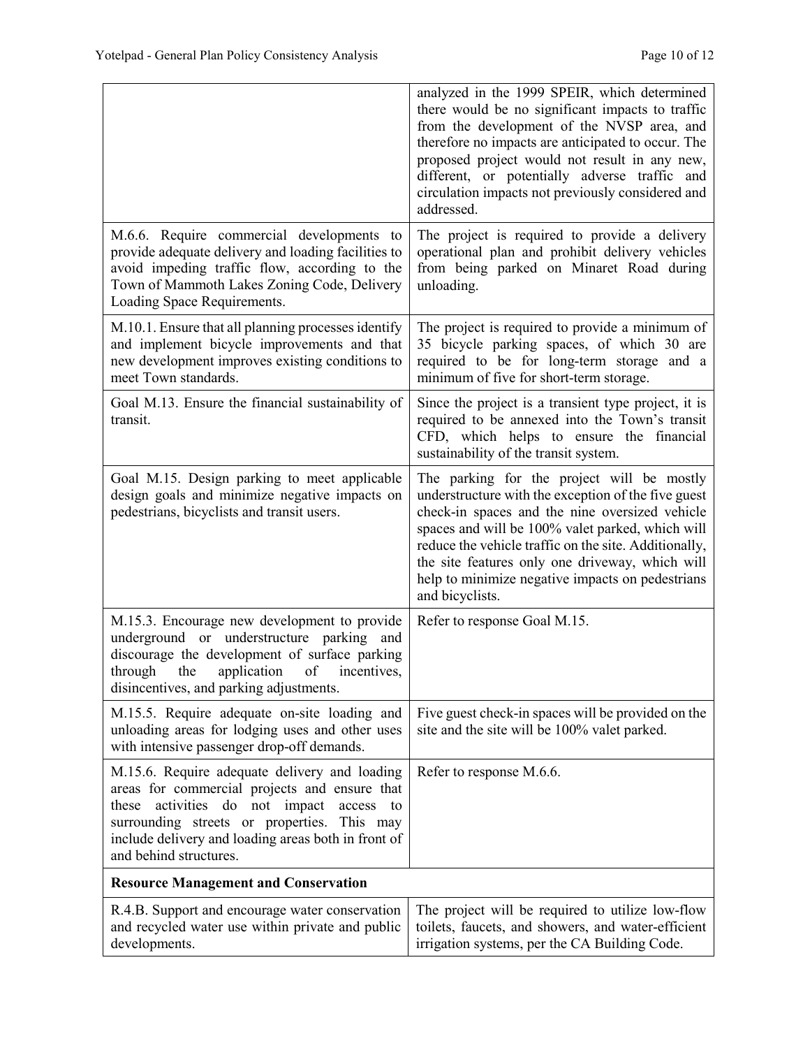| | |
|---|---|
| | analyzed in the 1999 SPEIR, which determined there would be no significant impacts to traffic from the development of the NVSP area, and therefore no impacts are anticipated to occur. The proposed project would not result in any new, different, or potentially adverse traffic and circulation impacts not previously considered and addressed. |
| M.6.6. Require commercial developments to provide adequate delivery and loading facilities to avoid impeding traffic flow, according to the Town of Mammoth Lakes Zoning Code, Delivery Loading Space Requirements. | The project is required to provide a delivery operational plan and prohibit delivery vehicles from being parked on Minaret Road during unloading. |
| M.10.1. Ensure that all planning processes identify and implement bicycle improvements and that new development improves existing conditions to meet Town standards. | The project is required to provide a minimum of 35 bicycle parking spaces, of which 30 are required to be for long-term storage and a minimum of five for short-term storage. |
| Goal M.13. Ensure the financial sustainability of transit. | Since the project is a transient type project, it is required to be annexed into the Town's transit CFD, which helps to ensure the financial sustainability of the transit system. |
| Goal M.15. Design parking to meet applicable design goals and minimize negative impacts on pedestrians, bicyclists and transit users. | The parking for the project will be mostly understructure with the exception of the five guest check-in spaces and the nine oversized vehicle spaces and will be 100% valet parked, which will reduce the vehicle traffic on the site. Additionally, the site features only one driveway, which will help to minimize negative impacts on pedestrians and bicyclists. |
| M.15.3. Encourage new development to provide underground or understructure parking and discourage the development of surface parking through the application of incentives, disincentives, and parking adjustments. | Refer to response Goal M.15. |
| M.15.5. Require adequate on-site loading and unloading areas for lodging uses and other uses with intensive passenger drop-off demands. | Five guest check-in spaces will be provided on the site and the site will be 100% valet parked. |
| M.15.6. Require adequate delivery and loading areas for commercial projects and ensure that these activities do not impact access to surrounding streets or properties. This may include delivery and loading areas both in front of and behind structures. | Refer to response M.6.6. |
| **Resource Management and Conservation** | |
| R.4.B. Support and encourage water conservation and recycled water use within private and public developments. | The project will be required to utilize low-flow toilets, faucets, and showers, and water-efficient irrigation systems, per the CA Building Code. |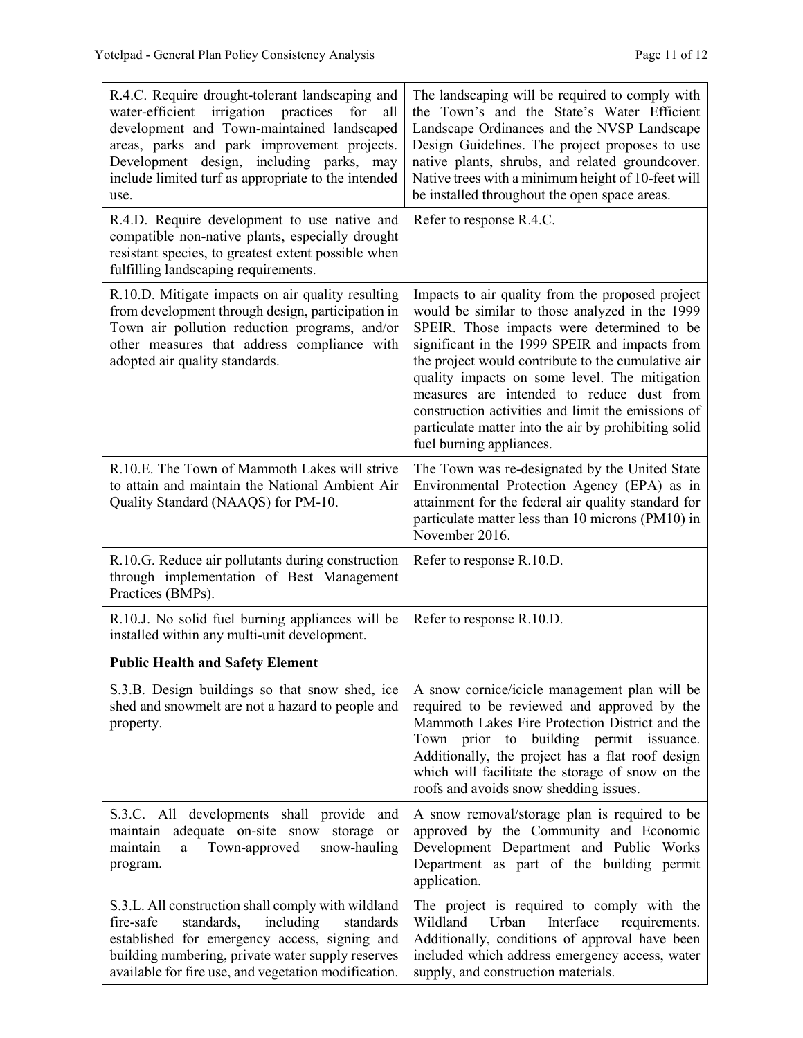| | |
|---|---|
| R.4.C. Require drought-tolerant landscaping and water-efficient irrigation practices for all development and Town-maintained landscaped areas, parks and park improvement projects. Development design, including parks, may include limited turf as appropriate to the intended use. | The landscaping will be required to comply with the Town's and the State's Water Efficient Landscape Ordinances and the NVSP Landscape Design Guidelines. The project proposes to use native plants, shrubs, and related groundcover. Native trees with a minimum height of 10-feet will be installed throughout the open space areas. |
| R.4.D. Require development to use native and compatible non-native plants, especially drought resistant species, to greatest extent possible when fulfilling landscaping requirements. | Refer to response R.4.C. |
| R.10.D. Mitigate impacts on air quality resulting from development through design, participation in Town air pollution reduction programs, and/or other measures that address compliance with adopted air quality standards. | Impacts to air quality from the proposed project would be similar to those analyzed in the 1999 SPEIR. Those impacts were determined to be significant in the 1999 SPEIR and impacts from the project would contribute to the cumulative air quality impacts on some level. The mitigation measures are intended to reduce dust from construction activities and limit the emissions of particulate matter into the air by prohibiting solid fuel burning appliances. |
| R.10.E. The Town of Mammoth Lakes will strive to attain and maintain the National Ambient Air Quality Standard (NAAQS) for PM-10. | The Town was re-designated by the United State Environmental Protection Agency (EPA) as in attainment for the federal air quality standard for particulate matter less than 10 microns (PM10) in November 2016. |
| R.10.G. Reduce air pollutants during construction through implementation of Best Management Practices (BMPs). | Refer to response R.10.D. |
| R.10.J. No solid fuel burning appliances will be installed within any multi-unit development. | Refer to response R.10.D. |
| **Public Health and Safety Element** | |
| S.3.B. Design buildings so that snow shed, ice shed and snowmelt are not a hazard to people and property. | A snow cornice/icicle management plan will be required to be reviewed and approved by the Mammoth Lakes Fire Protection District and the Town prior to building permit issuance. Additionally, the project has a flat roof design which will facilitate the storage of snow on the roofs and avoids snow shedding issues. |
| S.3.C. All developments shall provide and maintain adequate on-site snow storage or maintain a Town-approved snow-hauling program. | A snow removal/storage plan is required to be approved by the Community and Economic Development Department and Public Works Department as part of the building permit application. |
| S.3.L. All construction shall comply with wildland fire-safe standards, including standards established for emergency access, signing and building numbering, private water supply reserves available for fire use, and vegetation modification. | The project is required to comply with the Wildland Urban Interface requirements. Additionally, conditions of approval have been included which address emergency access, water supply, and construction materials. |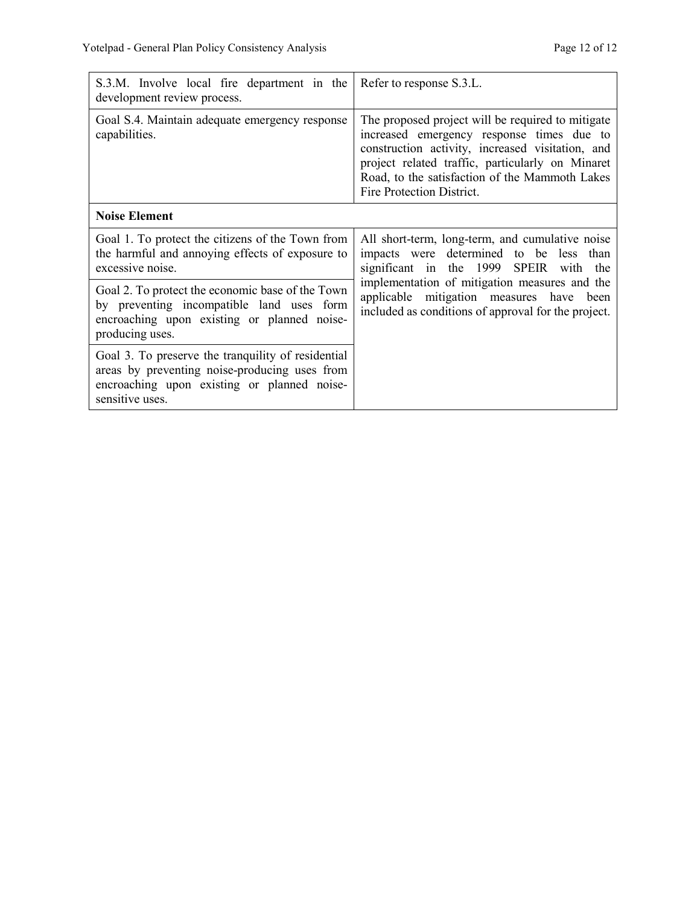| | |
|---|---|
| S.3.M. Involve local fire department in the development review process. | Refer to response S.3.L. |
| Goal S.4. Maintain adequate emergency response capabilities. | The proposed project will be required to mitigate increased emergency response times due to construction activity, increased visitation, and project related traffic, particularly on Minaret Road, to the satisfaction of the Mammoth Lakes Fire Protection District. |
| **Noise Element** | |
| Goal 1. To protect the citizens of the Town from the harmful and annoying effects of exposure to excessive noise. | All short-term, long-term, and cumulative noise impacts were determined to be less than significant in the 1999 SPEIR with the implementation of mitigation measures and the applicable mitigation measures have been included as conditions of approval for the project. |
| Goal 2. To protect the economic base of the Town by preventing incompatible land uses form encroaching upon existing or planned noise-producing uses. | |
| Goal 3. To preserve the tranquility of residential areas by preventing noise-producing uses from encroaching upon existing or planned noise-sensitive uses. | |